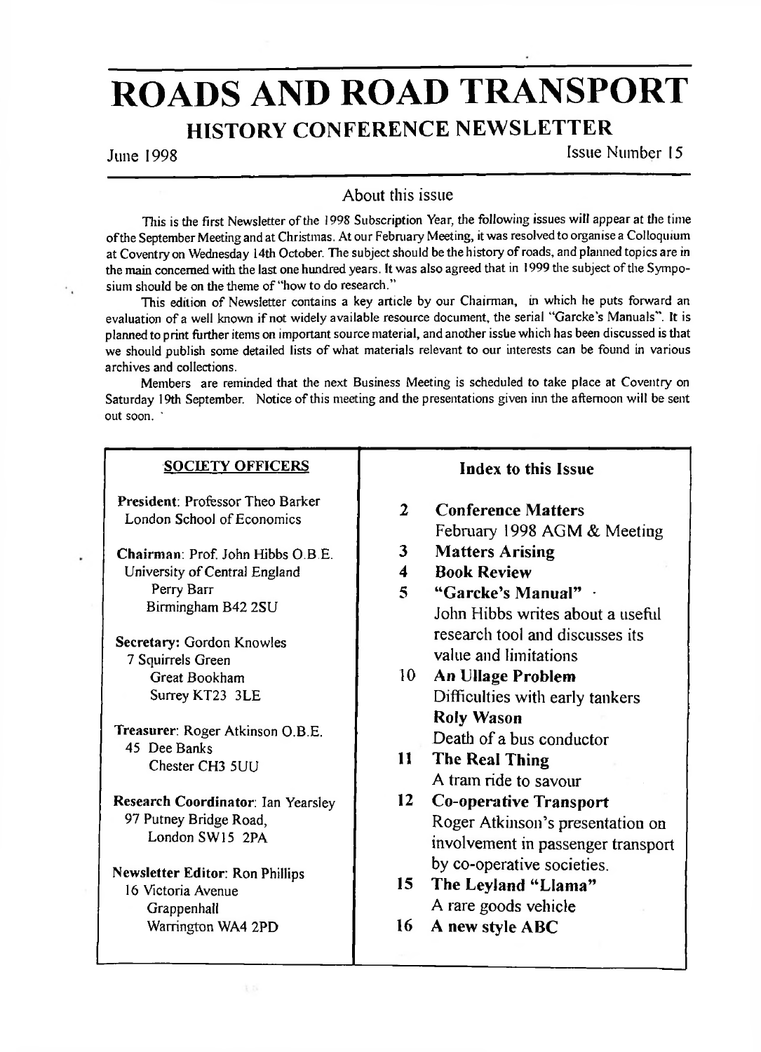# ROADS AND ROAD TRANSPORT

## HISTORY CONFERENCE NEWSLETTER

June 1998 — Issue Number 15

### About this issue

This is the first Newsletter of the 1998 Subscription Year, the following issues will appear at the time of the September Meeting and at Christmas. At our February Meeting, it was resolved to organise a Colloquium at Coventry on Wednesday 14th October. The subject should be the history of roads, and planned topics are in the main concerned with the last one hundred years. It was also agreed that in 1999 the subject of the Symposium should be on the theme of "how to do research."

This edition of Newsletter contains a key article by our Chairman, in which he puts forward an evaluation of a well known if not widely available resource document, the serial "Garcke's Manuals". It is planned to print further items on important source material, and another issue which has been discussed is that we should publish some detailed lists of what materials relevant to our interests can be found in various archives and collections.

Members are reminded that the next Business Meeting is scheduled to take place at Coventry on Saturday 19th September. Notice of this meeting and the presentations given inn the afternoon will be sent out soon.

### SOCIETY OFFICERS

**President**: Professor Theo Barker
London School of Economics

**Chairman**: Prof. John Hibbs O.B.E.
University of Central England
Perry Barr
Birmingham B42 2SU

**Secretary:** Gordon Knowles
7 Squirrels Green
Great Bookham
Surrey KT23 3LE

**Treasurer**: Roger Atkinson O.B.E.
45 Dee Banks
Chester CH3 5UU

**Research Coordinator**: Ian Yearsley
97 Putney Bridge Road,
London SW15 2PA

**Newsletter Editor**: Ron Phillips
16 Victoria Avenue
Grappenhall
Warrington WA4 2PD

### Index to this Issue

- **2 Conference Matters**
  February 1998 AGM & Meeting
- **3 Matters Arising**
- **4 Book Review**
- **5 "Garcke's Manual"**
  John Hibbs writes about a useful research tool and discusses its value and limitations
- **10 An Ullage Problem**
  Difficulties with early tankers
  **Roly Wason**
  Death of a bus conductor
- **11 The Real Thing**
  A tram ride to savour
- **12 Co-operative Transport**
  Roger Atkinson's presentation on involvement in passenger transport by co-operative societies.
- **15 The Leyland "Llama"**
  A rare goods vehicle
- **16 A new style ABC**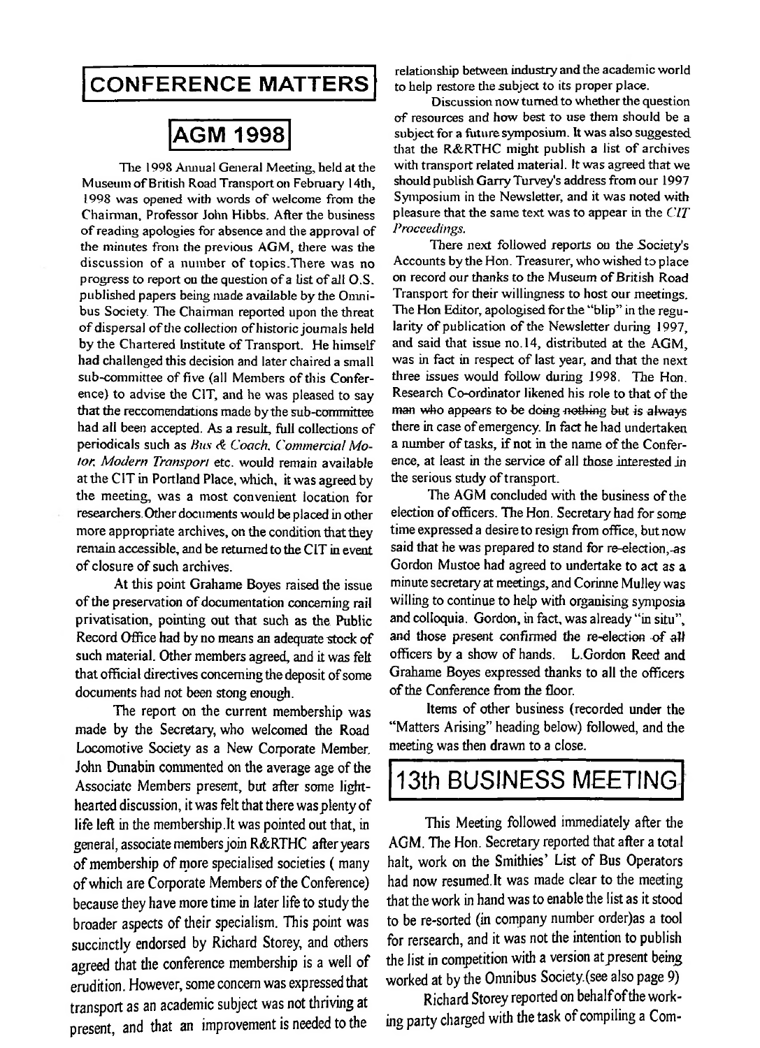# CONFERENCE MATTERS

## AGM 1998

The 1998 Annual General Meeting, held at the Museum of British Road Transport on February 14th, 1998 was opened with words of welcome from the Chairman, Professor John Hibbs. After the business of reading apologies for absence and the approval of the minutes from the previous AGM, there was the discussion of a number of topics.There was no progress to report on the question of a list of all O.S. published papers being made available by the Omnibus Society. The Chairman reported upon the threat of dispersal of the collection of historic journals held by the Chartered Institute of Transport. He himself had challenged this decision and later chaired a small sub-committee of five (all Members of this Conference) to advise the CIT, and he was pleased to say that the reccomendations made by the sub-committee had all been accepted. As a result, full collections of periodicals such as *Bus & Coach, Commercial Motor, Modern Transport* etc. would remain available at the CIT in Portland Place, which, it was agreed by the meeting, was a most convenient location for researchers. Other documents would be placed in other more appropriate archives, on the condition that they remain accessible, and be returned to the CIT in event of closure of such archives.

At this point Grahame Boyes raised the issue of the preservation of documentation concerning rail privatisation, pointing out that such as the Public Record Office had by no means an adequate stock of such material. Other members agreed, and it was felt that official directives concerning the deposit of some documents had not been stong enough.

The report on the current membership was made by the Secretary, who welcomed the Road Locomotive Society as a New Corporate Member. John Dunabin commented on the average age of the Associate Members present, but after some light-hearted discussion, it was felt that there was plenty of life left in the membership.It was pointed out that, in general, associate members join R&RTHC after years of membership of more specialised societies ( many of which are Corporate Members of the Conference) because they have more time in later life to study the broader aspects of their specialism. This point was succinctly endorsed by Richard Storey, and others agreed that the conference membership is a well of erudition. However, some concern was expressed that transport as an academic subject was not thriving at present, and that an improvement is needed to the relationship between industry and the academic world to help restore the subject to its proper place.

Discussion now turned to whether the question of resources and how best to use them should be a subject for a future symposium. It was also suggested that the R&RTHC might publish a list of archives with transport related material. It was agreed that we should publish Garry Turvey's address from our 1997 Symposium in the Newsletter, and it was noted with pleasure that the same text was to appear in the *CIT Proceedings*.

There next followed reports on the Society's Accounts by the Hon. Treasurer, who wished to place on record our thanks to the Museum of British Road Transport for their willingness to host our meetings. The Hon Editor, apologised for the "blip" in the regularity of publication of the Newsletter during 1997, and said that issue no.14, distributed at the AGM, was in fact in respect of last year, and that the next three issues would follow during 1998. The Hon. Research Co-ordinator likened his role to that of the man who appears to be doing nothing but is always there in case of emergency. In fact he had undertaken a number of tasks, if not in the name of the Conference, at least in the service of all those interested in the serious study of transport.

The AGM concluded with the business of the election of officers. The Hon. Secretary had for some time expressed a desire to resign from office, but now said that he was prepared to stand for re-election, as Gordon Mustoe had agreed to undertake to act as a minute secretary at meetings, and Corinne Mulley was willing to continue to help with organising symposia and colloquia. Gordon, in fact, was already "in situ", and those present confirmed the re-election of all officers by a show of hands. L.Gordon Reed and Grahame Boyes expressed thanks to all the officers of the Conference from the floor.

Items of other business (recorded under the "Matters Arising" heading below) followed, and the meeting was then drawn to a close.

## 13th BUSINESS MEETING

This Meeting followed immediately after the AGM. The Hon. Secretary reported that after a total halt, work on the Smithies' List of Bus Operators had now resumed.It was made clear to the meeting that the work in hand was to enable the list as it stood to be re-sorted (in company number order)as a tool for rersearch, and it was not the intention to publish the list in competition with a version at present being worked at by the Omnibus Society.(see also page 9)

Richard Storey reported on behalf of the working party charged with the task of compiling a Com-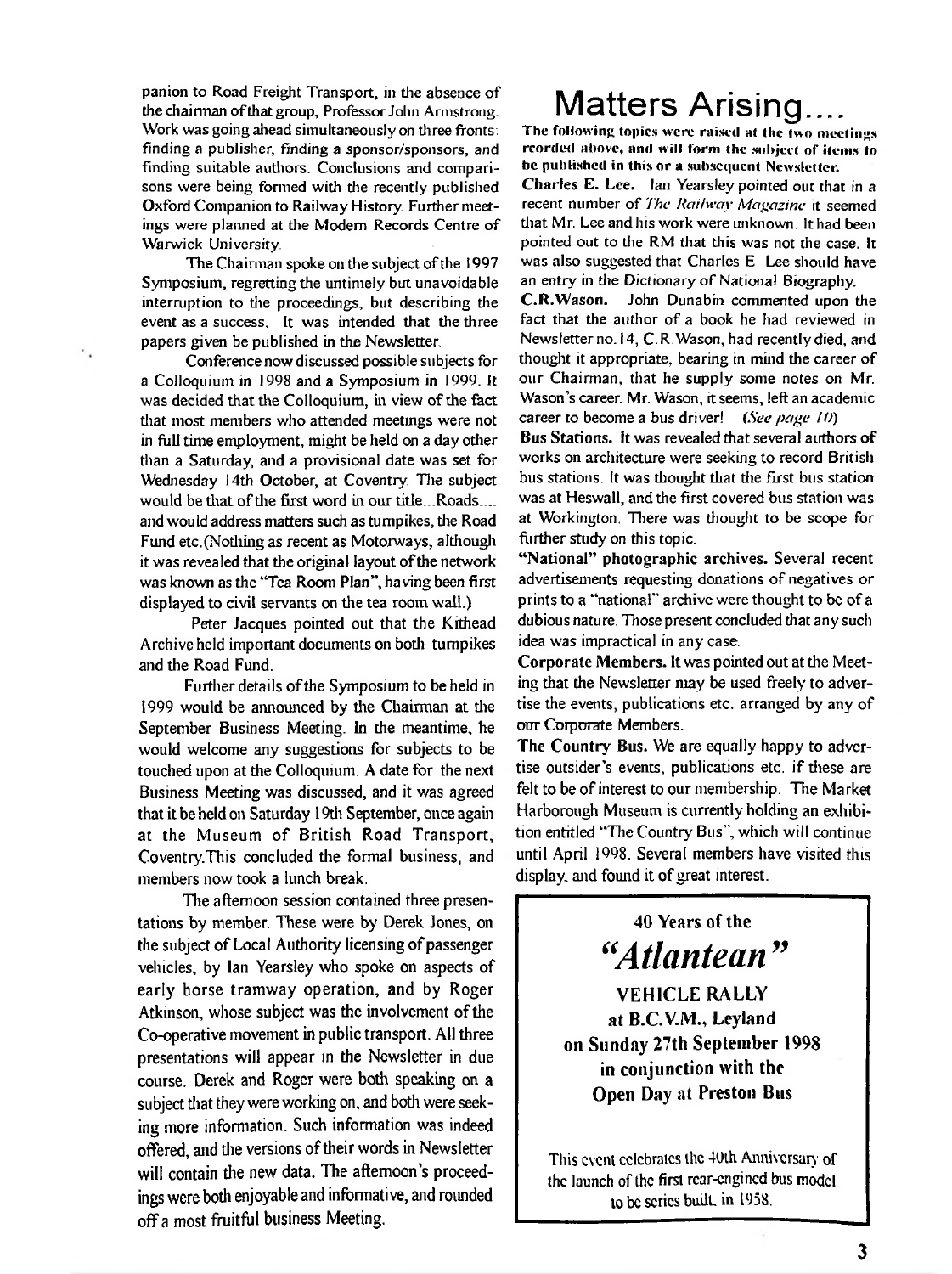panion to Road Freight Transport, in the absence of the chairman of that group, Professor John Armstrong. Work was going ahead simultaneously on three fronts: finding a publisher, finding a sponsor/sponsors, and finding suitable authors. Conclusions and comparisons were being formed with the recently published Oxford Companion to Railway History. Further meetings were planned at the Modern Records Centre of Warwick University.

The Chairman spoke on the subject of the 1997 Symposium, regretting the untimely but unavoidable interruption to the proceedings, but describing the event as a success. It was intended that the three papers given be published in the Newsletter.

Conference now discussed possible subjects for a Colloquium in 1998 and a Symposium in 1999. It was decided that the Colloquium, in view of the fact that most members who attended meetings were not in full time employment, might be held on a day other than a Saturday, and a provisional date was set for Wednesday 14th October, at Coventry. The subject would be that of the first word in our title...Roads.... and would address matters such as turnpikes, the Road Fund etc.(Nothing as recent as Motorways, although it was revealed that the original layout of the network was known as the "Tea Room Plan", having been first displayed to civil servants on the tea room wall.)

Peter Jacques pointed out that the Kithead Archive held important documents on both turnpikes and the Road Fund.

Further details of the Symposium to be held in 1999 would be announced by the Chairman at the September Business Meeting. In the meantime, he would welcome any suggestions for subjects to be touched upon at the Colloquium. A date for the next Business Meeting was discussed, and it was agreed that it be held on Saturday 19th September, once again at the Museum of British Road Transport, Coventry.This concluded the formal business, and members now took a lunch break.

The afternoon session contained three presentations by member. These were by Derek Jones, on the subject of Local Authority licensing of passenger vehicles, by Ian Yearsley who spoke on aspects of early horse tramway operation, and by Roger Atkinson, whose subject was the involvement of the Co-operative movement in public transport. All three presentations will appear in the Newsletter in due course. Derek and Roger were both speaking on a subject that they were working on, and both were seeking more information. Such information was indeed offered, and the versions of their words in Newsletter will contain the new data. The afternoon's proceedings were both enjoyable and informative, and rounded off a most fruitful business Meeting.

# Matters Arising....

**The following topics were raised at the two meetings recorded above, and will form the subject of items to be published in this or a subsequent Newsletter.**

**Charles E. Lee.** Ian Yearsley pointed out that in a recent number of *The Railway Magazine* it seemed that Mr. Lee and his work were unknown. It had been pointed out to the RM that this was not the case. It was also suggested that Charles E. Lee should have an entry in the Dictionary of National Biography.

**C.R.Wason.** John Dunabin commented upon the fact that the author of a book he had reviewed in Newsletter no.14, C.R.Wason, had recently died, and thought it appropriate, bearing in mind the career of our Chairman, that he supply some notes on Mr. Wason's career. Mr. Wason, it seems, left an academic career to become a bus driver! *(See page 10)*

**Bus Stations.** It was revealed that several authors of works on architecture were seeking to record British bus stations. It was thought that the first bus station was at Heswall, and the first covered bus station was at Workington. There was thought to be scope for further study on this topic.

**"National" photographic archives.** Several recent advertisements requesting donations of negatives or prints to a "national" archive were thought to be of a dubious nature. Those present concluded that any such idea was impractical in any case.

**Corporate Members.** It was pointed out at the Meeting that the Newsletter may be used freely to advertise the events, publications etc. arranged by any of our Corporate Members.

**The Country Bus.** We are equally happy to advertise outsider's events, publications etc. if these are felt to be of interest to our membership. The Market Harborough Museum is currently holding an exhibition entitled "The Country Bus", which will continue until April 1998. Several members have visited this display, and found it of great interest.

**40 Years of the**

***"Atlantean"***

**VEHICLE RALLY**
**at B.C.V.M., Leyland**
**on Sunday 27th September 1998**
**in conjunction with the**
**Open Day at Preston Bus**

This event celebrates the 40th Anniversary of the launch of the first rear-engined bus model to be series built, in 1958.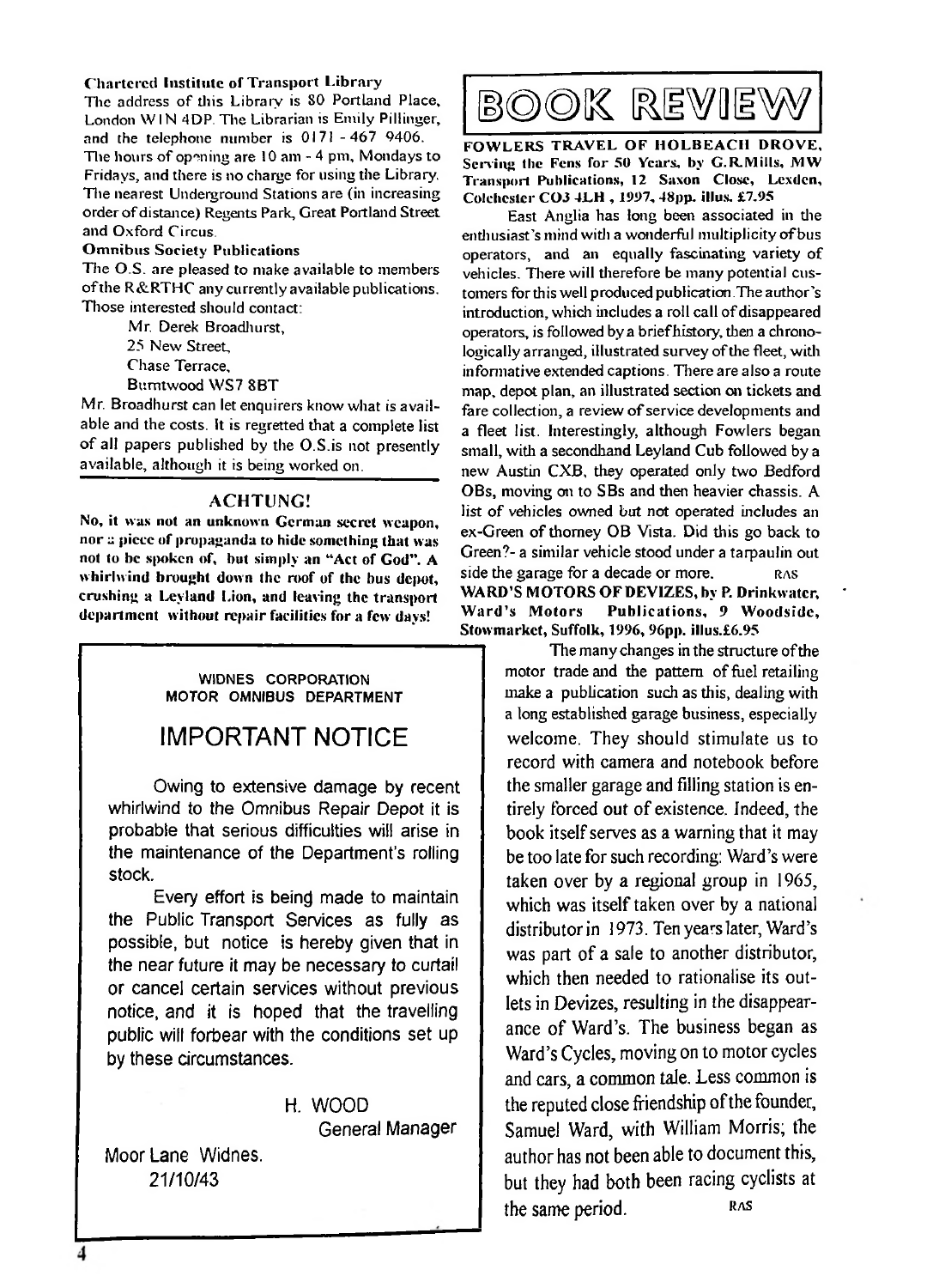**Chartered Institute of Transport Library**

The address of this Library is 80 Portland Place, London W1N 4DP. The Librarian is Emily Pillinger, and the telephone number is 0171 - 467 9406. The hours of opening are 10 am - 4 pm, Mondays to Fridays, and there is no charge for using the Library. The nearest Underground Stations are (in increasing order of distance) Regents Park, Great Portland Street and Oxford Circus.

**Omnibus Society Publications**

The O.S. are pleased to make available to members of the R&RTHC any currently available publications. Those interested should contact:

Mr. Derek Broadhurst,
25 New Street,
Chase Terrace,
Burntwood WS7 8BT

Mr. Broadhurst can let enquirers know what is available and the costs. It is regretted that a complete list of all papers published by the O.S. is not presently available, although it is being worked on.

## ACHTUNG!

**No, it was not an unknown German secret weapon, nor a piece of propaganda to hide something that was not to be spoken of, but simply an "Act of God". A whirlwind brought down the roof of the bus depot, crushing a Leyland Lion, and leaving the transport department without repair facilities for a few days!**

> WIDNES CORPORATION
> MOTOR OMNIBUS DEPARTMENT
>
> ## IMPORTANT NOTICE
>
> Owing to extensive damage by recent whirlwind to the Omnibus Repair Depot it is probable that serious difficulties will arise in the maintenance of the Department's rolling stock.
>
> Every effort is being made to maintain the Public Transport Services as fully as possible, but notice is hereby given that in the near future it may be necessary to curtail or cancel certain services without previous notice, and it is hoped that the travelling public will forbear with the conditions set up by these circumstances.
>
> H. WOOD
> General Manager
>
> Moor Lane Widnes.
> 21/10/43

# BOOK REVIEW

**FOWLERS TRAVEL OF HOLBEACH DROVE, Serving the Fens for 50 Years, by G.R.Mills, MW Transport Publications, 12 Saxon Close, Lexden, Colchester CO3 4LH, 1997, 48pp. illus. £7.95**

East Anglia has long been associated in the enthusiast's mind with a wonderful multiplicity of bus operators, and an equally fascinating variety of vehicles. There will therefore be many potential customers for this well produced publication. The author's introduction, which includes a roll call of disappeared operators, is followed by a brief history, then a chronologically arranged, illustrated survey of the fleet, with informative extended captions. There are also a route map, depot plan, an illustrated section on tickets and fare collection, a review of service developments and a fleet list. Interestingly, although Fowlers began small, with a secondhand Leyland Cub followed by a new Austin CXB, they operated only two Bedford OBs, moving on to SBs and then heavier chassis. A list of vehicles owned but not operated includes an ex-Green of thorney OB Vista. Did this go back to Green?- a similar vehicle stood under a tarpaulin out side the garage for a decade or more. RAS

**WARD'S MOTORS OF DEVIZES, by P. Drinkwater, Ward's Motors Publications, 9 Woodside, Stowmarket, Suffolk, 1996, 96pp. illus.£6.95**

The many changes in the structure of the motor trade and the pattern of fuel retailing make a publication such as this, dealing with a long established garage business, especially welcome. They should stimulate us to record with camera and notebook before the smaller garage and filling station is entirely forced out of existence. Indeed, the book itself serves as a warning that it may be too late for such recording: Ward's were taken over by a regional group in 1965, which was itself taken over by a national distributor in 1973. Ten years later, Ward's was part of a sale to another distributor, which then needed to rationalise its outlets in Devizes, resulting in the disappearance of Ward's. The business began as Ward's Cycles, moving on to motor cycles and cars, a common tale. Less common is the reputed close friendship of the founder, Samuel Ward, with William Morris; the author has not been able to document this, but they had both been racing cyclists at the same period. RAS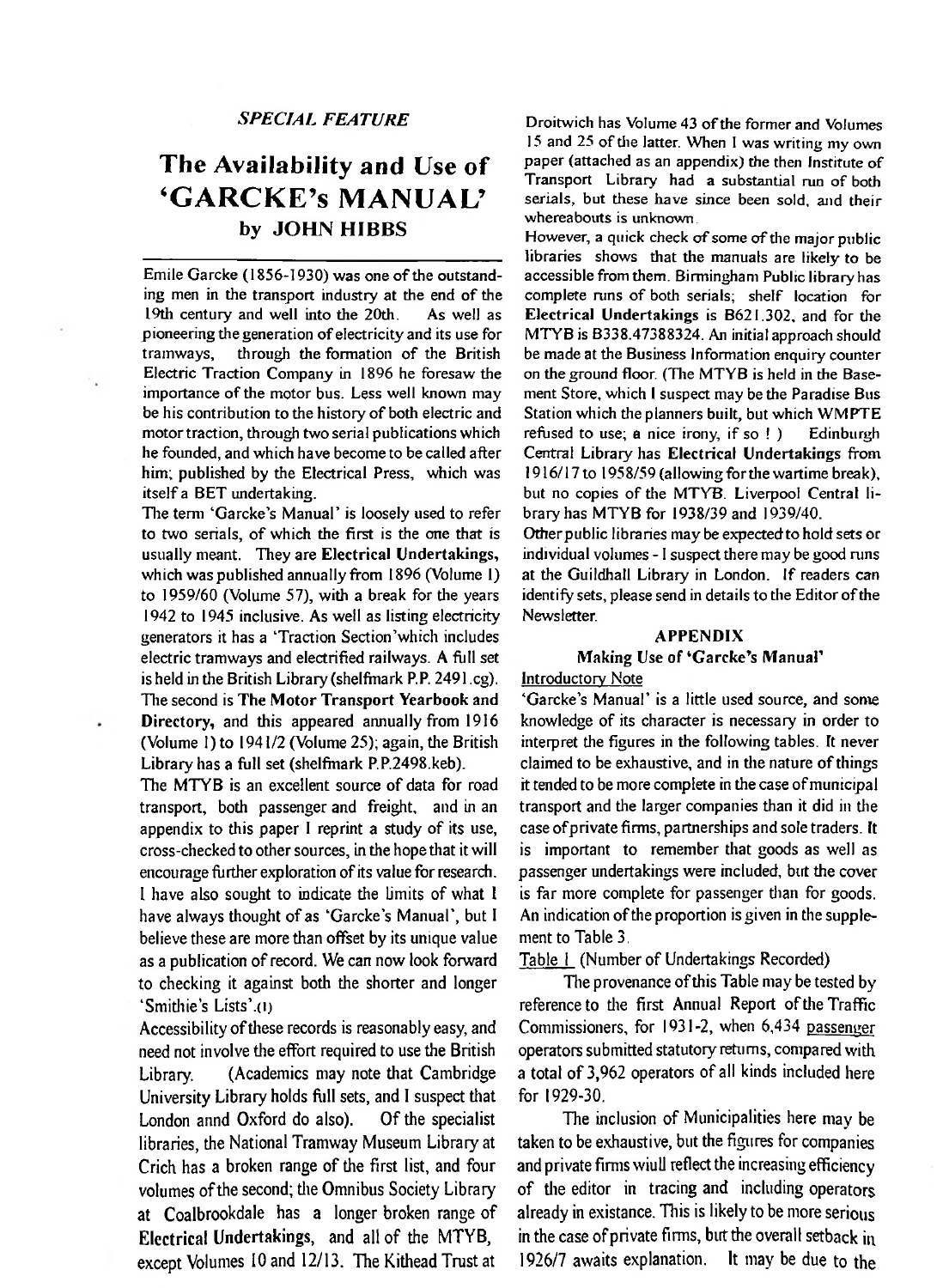*SPECIAL FEATURE*

# The Availability and Use of 'GARCKE's MANUAL'

## by JOHN HIBBS

Emile Garcke (1856-1930) was one of the outstanding men in the transport industry at the end of the 19th century and well into the 20th. As well as pioneering the generation of electricity and its use for tramways, through the formation of the British Electric Traction Company in 1896 he foresaw the importance of the motor bus. Less well known may be his contribution to the history of both electric and motor traction, through two serial publications which he founded, and which have become to be called after him; published by the Electrical Press, which was itself a BET undertaking.

The term 'Garcke's Manual' is loosely used to refer to two serials, of which the first is the one that is usually meant. They are **Electrical Undertakings,** which was published annually from 1896 (Volume I) to 1959/60 (Volume 57), with a break for the years 1942 to 1945 inclusive. As well as listing electricity generators it has a 'Traction Section' which includes electric tramways and electrified railways. A full set is held in the British Library (shelfmark P.P. 2491.cg). The second is **The Motor Transport Yearbook and Directory,** and this appeared annually from 1916 (Volume 1) to 1941/2 (Volume 25); again, the British Library has a full set (shelfmark P.P.2498.keb).

The MTYB is an excellent source of data for road transport, both passenger and freight, and in an appendix to this paper I reprint a study of its use, cross-checked to other sources, in the hope that it will encourage further exploration of its value for research. I have also sought to indicate the limits of what I have always thought of as 'Garcke's Manual', but I believe these are more than offset by its unique value as a publication of record. We can now look forward to checking it against both the shorter and longer 'Smithie's Lists'.(1)

Accessibility of these records is reasonably easy, and need not involve the effort required to use the British Library. (Academics may note that Cambridge University Library holds full sets, and I suspect that London annd Oxford do also). Of the specialist libraries, the National Tramway Museum Library at Crich has a broken range of the first list, and four volumes of the second; the Omnibus Society Library at Coalbrookdale has a longer broken range of **Electrical Undertakings,** and all of the MTYB, except Volumes 10 and 12/13. The Kithead Trust at Droitwich has Volume 43 of the former and Volumes 15 and 25 of the latter. When I was writing my own paper (attached as an appendix) the then Institute of Transport Library had a substantial run of both serials, but these have since been sold, and their whereabouts is unknown.

However, a quick check of some of the major public libraries shows that the manuals are likely to be accessible from them. Birmingham Public library has complete runs of both serials; shelf location for **Electrical Undertakings** is B621.302, and for the MTYB is B338.47388324. An initial approach should be made at the Business Information enquiry counter on the ground floor. (The MTYB is held in the Basement Store, which I suspect may be the Paradise Bus Station which the planners built, but which WMPTE refused to use; a nice irony, if so ! ) Edinburgh Central Library has **Electrical Undertakings** from 1916/17 to 1958/59 (allowing for the wartime break), but no copies of the MTYB. Liverpool Central library has MTYB for 1938/39 and 1939/40.

Other public libraries may be expected to hold sets or individual volumes - I suspect there may be good runs at the Guildhall Library in London. If readers can identify sets, please send in details to the Editor of the Newsletter.

### APPENDIX

### Making Use of 'Garcke's Manual'

Introductory Note

'Garcke's Manual' is a little used source, and some knowledge of its character is necessary in order to interpret the figures in the following tables. It never claimed to be exhaustive, and in the nature of things it tended to be more complete in the case of municipal transport and the larger companies than it did in the case of private firms, partnerships and sole traders. It is important to remember that goods as well as passenger undertakings were included, but the cover is far more complete for passenger than for goods. An indication of the proportion is given in the supplement to Table 3.

Table 1 (Number of Undertakings Recorded)

The provenance of this Table may be tested by reference to the first Annual Report of the Traffic Commissioners, for 1931-2, when 6,434 passenger operators submitted statutory returns, compared with a total of 3,962 operators of all kinds included here for 1929-30.

The inclusion of Municipalities here may be taken to be exhaustive, but the figures for companies and private firms wiull reflect the increasing efficiency of the editor in tracing and including operators already in existance. This is likely to be more serious in the case of private firms, but the overall setback in 1926/7 awaits explanation. It may be due to the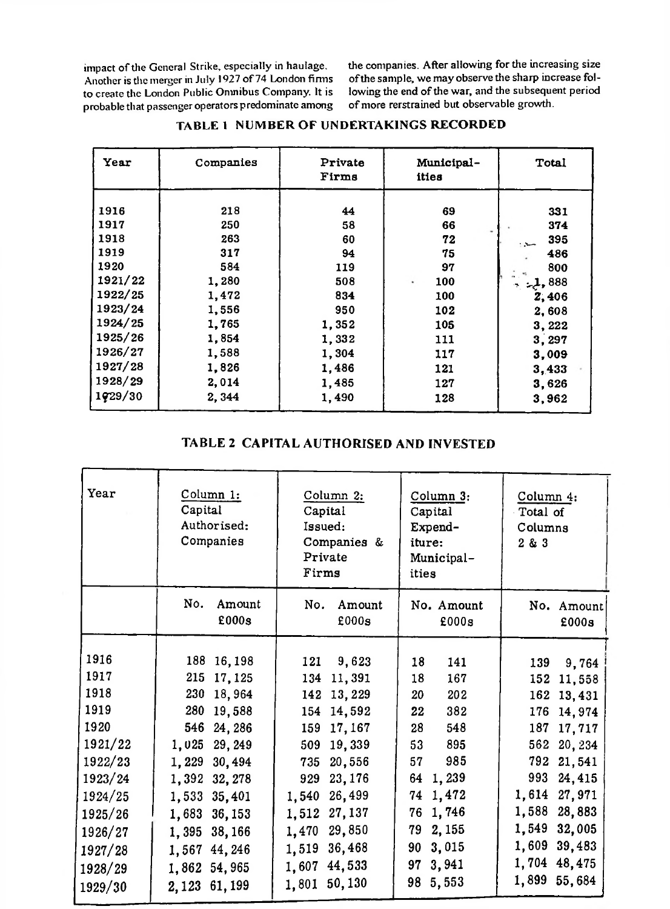impact of the General Strike, especially in haulage. Another is the merger in July 1927 of 74 London firms to create the London Public Omnibus Company. It is probable that passenger operators predominate among the companies. After allowing for the increasing size of the sample, we may observe the sharp increase following the end of the war, and the subsequent period of more rerstrained but observable growth.

**TABLE 1 NUMBER OF UNDERTAKINGS RECORDED**

| Year | Companies | Private Firms | Municipal-ities | Total |
|---|---|---|---|---|
| 1916 | 218 | 44 | 69 | 331 |
| 1917 | 250 | 58 | 66 | 374 |
| 1918 | 263 | 60 | 72 | 395 |
| 1919 | 317 | 94 | 75 | 486 |
| 1920 | 584 | 119 | 97 | 800 |
| 1921/22 | 1,280 | 508 | 100 | 1,888 |
| 1922/25 | 1,472 | 834 | 100 | 2,406 |
| 1923/24 | 1,556 | 950 | 102 | 2,608 |
| 1924/25 | 1,765 | 1,352 | 105 | 3,222 |
| 1925/26 | 1,854 | 1,332 | 111 | 3,297 |
| 1926/27 | 1,588 | 1,304 | 117 | 3,009 |
| 1927/28 | 1,826 | 1,486 | 121 | 3,433 |
| 1928/29 | 2,014 | 1,485 | 127 | 3,626 |
| 1929/30 | 2,344 | 1,490 | 128 | 3,962 |

**TABLE 2 CAPITAL AUTHORISED AND INVESTED**

| Year | Column 1: Capital Authorised: Companies | | Column 2: Capital Issued: Companies & Private Firms | | Column 3: Capital Expend-iture: Municipal-ities | | Column 4: Total of Columns 2 & 3 | |
|---|---|---|---|---|---|---|---|---|
| | No. | Amount £000s | No. | Amount £000s | No. | Amount £000s | No. | Amount £000s |
| 1916 | 188 | 16,198 | 121 | 9,623 | 18 | 141 | 139 | 9,764 |
| 1917 | 215 | 17,125 | 134 | 11,391 | 18 | 167 | 152 | 11,558 |
| 1918 | 230 | 18,964 | 142 | 13,229 | 20 | 202 | 162 | 13,431 |
| 1919 | 280 | 19,588 | 154 | 14,592 | 22 | 382 | 176 | 14,974 |
| 1920 | 546 | 24,286 | 159 | 17,167 | 28 | 548 | 187 | 17,717 |
| 1921/22 | 1,025 | 29,249 | 509 | 19,339 | 53 | 895 | 562 | 20,234 |
| 1922/23 | 1,229 | 30,494 | 735 | 20,556 | 57 | 985 | 792 | 21,541 |
| 1923/24 | 1,392 | 32,278 | 929 | 23,176 | 64 | 1,239 | 993 | 24,415 |
| 1924/25 | 1,533 | 35,401 | 1,540 | 26,499 | 74 | 1,472 | 1,614 | 27,971 |
| 1925/26 | 1,683 | 36,153 | 1,512 | 27,137 | 76 | 1,746 | 1,588 | 28,883 |
| 1926/27 | 1,395 | 38,166 | 1,470 | 29,850 | 79 | 2,155 | 1,549 | 32,005 |
| 1927/28 | 1,567 | 44,246 | 1,519 | 36,468 | 90 | 3,015 | 1,609 | 39,483 |
| 1928/29 | 1,862 | 54,965 | 1,607 | 44,533 | 97 | 3,941 | 1,704 | 48,475 |
| 1929/30 | 2,123 | 61,199 | 1,801 | 50,130 | 98 | 5,553 | 1,899 | 55,684 |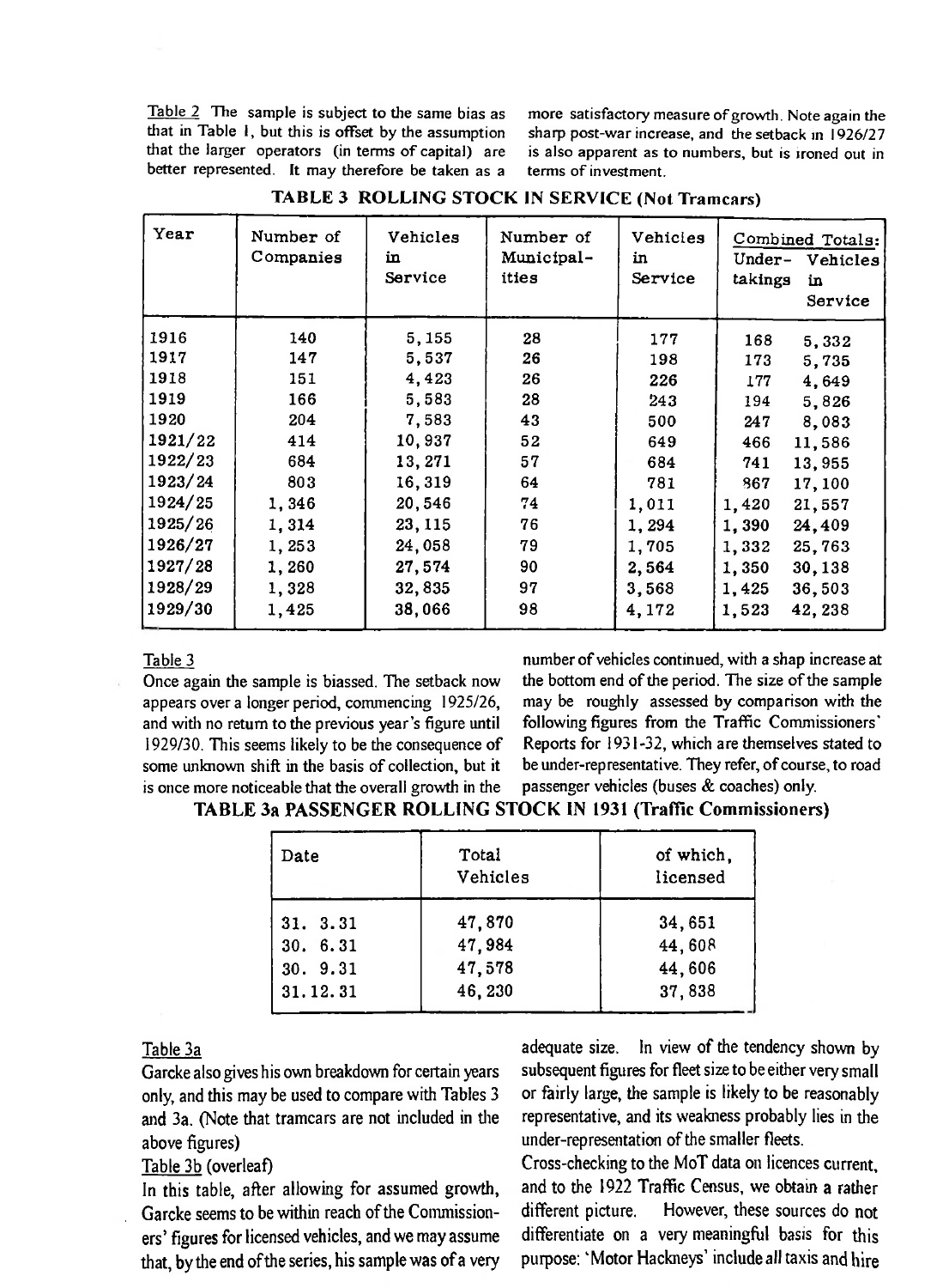Table 2 The sample is subject to the same bias as that in Table 1, but this is offset by the assumption that the larger operators (in terms of capital) are better represented. It may therefore be taken as a more satisfactory measure of growth. Note again the sharp post-war increase, and the setback in 1926/27 is also apparent as to numbers, but is ironed out in terms of investment.

**TABLE 3 ROLLING STOCK IN SERVICE (Not Tramcars)**

| Year | Number of Companies | Vehicles in Service | Number of Municipal-ities | Vehicles in Service | Combined Totals: Under-takings | Vehicles in Service |
|---|---|---|---|---|---|---|
| 1916 | 140 | 5,155 | 28 | 177 | 168 | 5,332 |
| 1917 | 147 | 5,537 | 26 | 198 | 173 | 5,735 |
| 1918 | 151 | 4,423 | 26 | 226 | 177 | 4,649 |
| 1919 | 166 | 5,583 | 28 | 243 | 194 | 5,826 |
| 1920 | 204 | 7,583 | 43 | 500 | 247 | 8,083 |
| 1921/22 | 414 | 10,937 | 52 | 649 | 466 | 11,586 |
| 1922/23 | 684 | 13,271 | 57 | 684 | 741 | 13,955 |
| 1923/24 | 803 | 16,319 | 64 | 781 | 867 | 17,100 |
| 1924/25 | 1,346 | 20,546 | 74 | 1,011 | 1,420 | 21,557 |
| 1925/26 | 1,314 | 23,115 | 76 | 1,294 | 1,390 | 24,409 |
| 1926/27 | 1,253 | 24,058 | 79 | 1,705 | 1,332 | 25,763 |
| 1927/28 | 1,260 | 27,574 | 90 | 2,564 | 1,350 | 30,138 |
| 1928/29 | 1,328 | 32,835 | 97 | 3,568 | 1,425 | 36,503 |
| 1929/30 | 1,425 | 38,066 | 98 | 4,172 | 1,523 | 42,238 |

Table 3

Once again the sample is biassed. The setback now appears over a longer period, commencing 1925/26, and with no return to the previous year's figure until 1929/30. This seems likely to be the consequence of some unknown shift in the basis of collection, but it is once more noticeable that the overall growth in the number of vehicles continued, with a shap increase at the bottom end of the period. The size of the sample may be roughly assessed by comparison with the following figures from the Traffic Commissioners' Reports for 1931-32, which are themselves stated to be under-representative. They refer, of course, to road passenger vehicles (buses & coaches) only.

**TABLE 3a PASSENGER ROLLING STOCK IN 1931 (Traffic Commissioners)**

| Date | Total Vehicles | of which, licensed |
|---|---|---|
| 31. 3.31 | 47,870 | 34,651 |
| 30. 6.31 | 47,984 | 44,608 |
| 30. 9.31 | 47,578 | 44,606 |
| 31.12.31 | 46,230 | 37,838 |

Table 3a

Garcke also gives his own breakdown for certain years only, and this may be used to compare with Tables 3 and 3a. (Note that tramcars are not included in the above figures)

Table 3b (overleaf)

In this table, after allowing for assumed growth, Garcke seems to be within reach of the Commissioners' figures for licensed vehicles, and we may assume that, by the end of the series, his sample was of a very adequate size. In view of the tendency shown by subsequent figures for fleet size to be either very small or fairly large, the sample is likely to be reasonably representative, and its weakness probably lies in the under-representation of the smaller fleets.

Cross-checking to the MoT data on licences current, and to the 1922 Traffic Census, we obtain a rather different picture. However, these sources do not differentiate on a very meaningful basis for this purpose: 'Motor Hackneys' include *all* taxis and hire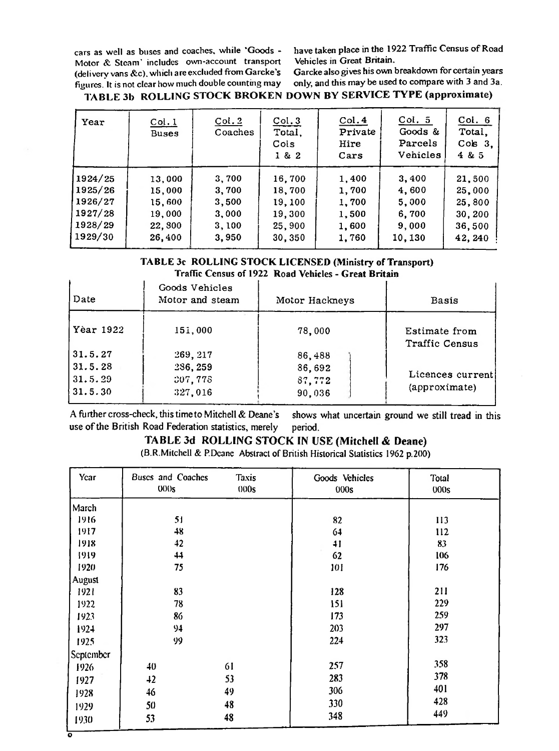cars as well as buses and coaches, while 'Goods - Motor & Steam' includes own-account transport (delivery vans &c), which are excluded from Garcke's figures. It is not clear how much double counting may have taken place in the 1922 Traffic Census of Road Vehicles in Great Britain.

Garcke also gives his own breakdown for certain years only, and this may be used to compare with 3 and 3a.

**TABLE 3b ROLLING STOCK BROKEN DOWN BY SERVICE TYPE (approximate)**

| Year | Col. 1 Buses | Col. 2 Coaches | Col. 3 Total, Cols 1 & 2 | Col. 4 Private Hire Cars | Col. 5 Goods & Parcels Vehicles | Col. 6 Total, Cols 3, 4 & 5 |
|---|---|---|---|---|---|---|
| 1924/25 | 13,000 | 3,700 | 16,700 | 1,400 | 3,400 | 21,500 |
| 1925/26 | 15,000 | 3,700 | 18,700 | 1,700 | 4,600 | 25,000 |
| 1926/27 | 15,600 | 3,500 | 19,100 | 1,700 | 5,000 | 25,800 |
| 1927/28 | 19,000 | 3,000 | 19,300 | 1,500 | 6,700 | 30,200 |
| 1928/29 | 22,800 | 3,100 | 25,900 | 1,600 | 9,000 | 36,500 |
| 1929/30 | 26,400 | 3,950 | 30,350 | 1,760 | 10,130 | 42,240 |

**TABLE 3c ROLLING STOCK LICENSED (Ministry of Transport)**
**Traffic Census of 1922 Road Vehicles - Great Britain**

| Date | Goods Vehicles Motor and steam | Motor Hackneys | Basis |
|---|---|---|---|
| Year 1922 | 151,000 | 78,000 | Estimate from Traffic Census |
| 31.5.27 | 269,217 | 86,488 | Licences current (approximate) |
| 31.5.28 | 286,259 | 86,692 | |
| 31.5.29 | 307,778 | 87,772 | |
| 31.5.30 | 327,016 | 90,036 | |

A further cross-check, this time to Mitchell & Deane's use of the British Road Federation statistics, merely shows what uncertain ground we still tread in this period.

**TABLE 3d ROLLING STOCK IN USE (Mitchell & Deane)**
(B.R.Mitchell & P.Deane Abstract of British Historical Statistics 1962 p.200)

| Year | Buses and Coaches 000s | Taxis 000s | Goods Vehicles 000s | Total 000s |
|---|---|---|---|---|
| March | | | | |
| 1916 | 51 | | 82 | 113 |
| 1917 | 48 | | 64 | 112 |
| 1918 | 42 | | 41 | 83 |
| 1919 | 44 | | 62 | 106 |
| 1920 | 75 | | 101 | 176 |
| August | | | | |
| 1921 | 83 | | 128 | 211 |
| 1922 | 78 | | 151 | 229 |
| 1923 | 86 | | 173 | 259 |
| 1924 | 94 | | 203 | 297 |
| 1925 | 99 | | 224 | 323 |
| September | | | | |
| 1926 | 40 | 61 | 257 | 358 |
| 1927 | 42 | 53 | 283 | 378 |
| 1928 | 46 | 49 | 306 | 401 |
| 1929 | 50 | 48 | 330 | 428 |
| 1930 | 53 | 48 | 348 | 449 |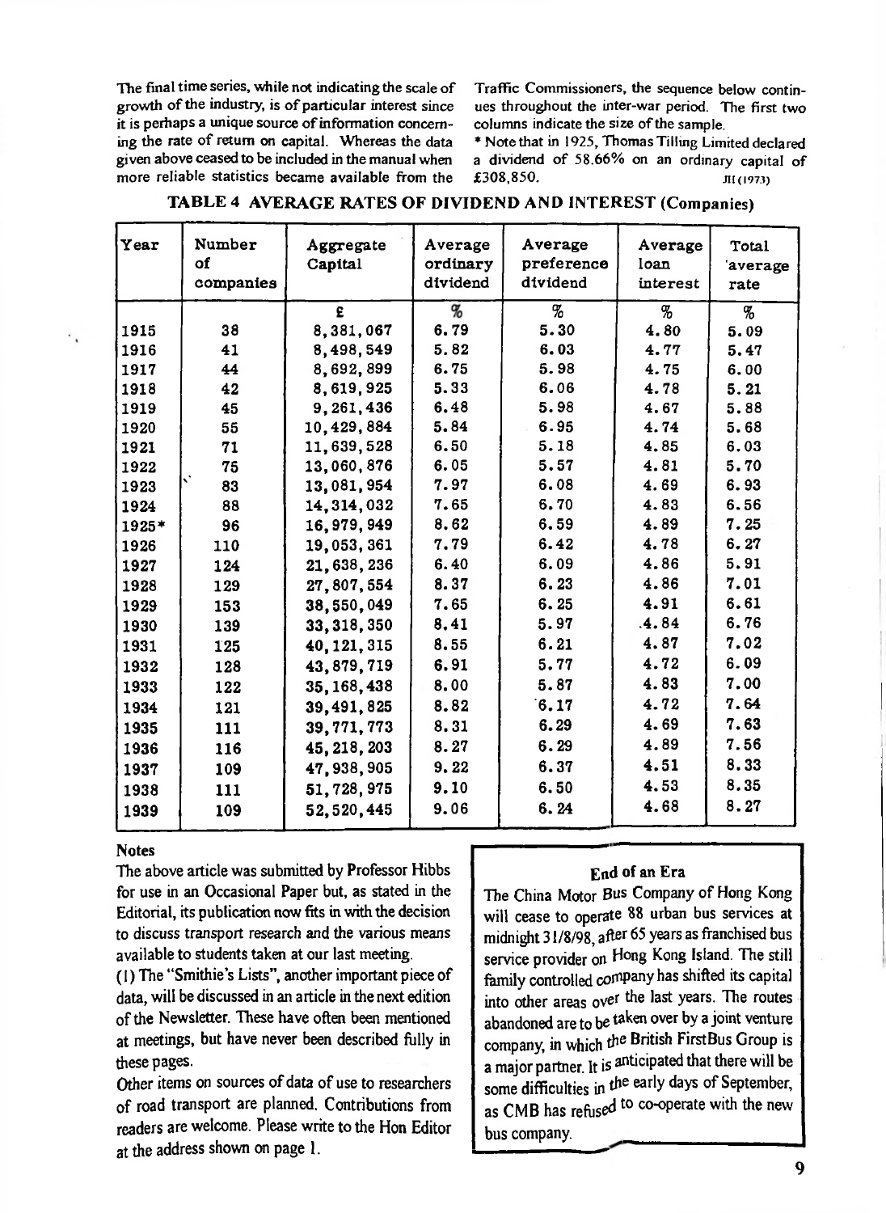The final time series, while not indicating the scale of growth of the industry, is of particular interest since it is perhaps a unique source of information concerning the rate of return on capital. Whereas the data given above ceased to be included in the manual when more reliable statistics became available from the Traffic Commissioners, the sequence below continues throughout the inter-war period. The first two columns indicate the size of the sample.

* Note that in 1925, Thomas Tilling Limited declared a dividend of 58.66% on an ordinary capital of £308,850. JH (1973)

## TABLE 4 AVERAGE RATES OF DIVIDEND AND INTEREST (Companies)

| Year | Number of companies | Aggregate Capital | Average ordinary dividend | Average preference dividend | Average loan interest | Total average rate |
|---|---|---|---|---|---|---|
| | | £ | % | % | % | % |
| 1915 | 38 | 8,381,067 | 6.79 | 5.30 | 4.80 | 5.09 |
| 1916 | 41 | 8,498,549 | 5.82 | 6.03 | 4.77 | 5.47 |
| 1917 | 44 | 8,692,899 | 6.75 | 5.98 | 4.75 | 6.00 |
| 1918 | 42 | 8,619,925 | 5.33 | 6.06 | 4.78 | 5.21 |
| 1919 | 45 | 9,261,436 | 6.48 | 5.98 | 4.67 | 5.88 |
| 1920 | 55 | 10,429,884 | 5.84 | 6.95 | 4.74 | 5.68 |
| 1921 | 71 | 11,639,528 | 6.50 | 5.18 | 4.85 | 6.03 |
| 1922 | 75 | 13,060,876 | 6.05 | 5.57 | 4.81 | 5.70 |
| 1923 | 83 | 13,081,954 | 7.97 | 6.08 | 4.69 | 6.93 |
| 1924 | 88 | 14,314,032 | 7.65 | 6.70 | 4.83 | 6.56 |
| 1925* | 96 | 16,979,949 | 8.62 | 6.59 | 4.89 | 7.25 |
| 1926 | 110 | 19,053,361 | 7.79 | 6.42 | 4.78 | 6.27 |
| 1927 | 124 | 21,638,236 | 6.40 | 6.09 | 4.86 | 5.91 |
| 1928 | 129 | 27,807,554 | 8.37 | 6.23 | 4.86 | 7.01 |
| 1929 | 153 | 38,550,049 | 7.65 | 6.25 | 4.91 | 6.61 |
| 1930 | 139 | 33,318,350 | 8.41 | 5.97 | 4.84 | 6.76 |
| 1931 | 125 | 40,121,315 | 8.55 | 6.21 | 4.87 | 7.02 |
| 1932 | 128 | 43,879,719 | 6.91 | 5.77 | 4.72 | 6.09 |
| 1933 | 122 | 35,168,438 | 8.00 | 5.87 | 4.83 | 7.00 |
| 1934 | 121 | 39,491,825 | 8.82 | 6.17 | 4.72 | 7.64 |
| 1935 | 111 | 39,771,773 | 8.31 | 6.29 | 4.69 | 7.63 |
| 1936 | 116 | 45,218,203 | 8.27 | 6.29 | 4.89 | 7.56 |
| 1937 | 109 | 47,938,905 | 9.22 | 6.37 | 4.51 | 8.33 |
| 1938 | 111 | 51,728,975 | 9.10 | 6.50 | 4.53 | 8.35 |
| 1939 | 109 | 52,520,445 | 9.06 | 6.24 | 4.68 | 8.27 |

### Notes

The above article was submitted by Professor Hibbs for use in an Occasional Paper but, as stated in the Editorial, its publication now fits in with the decision to discuss transport research and the various means available to students taken at our last meeting.

(1) The "Smithie's Lists", another important piece of data, will be discussed in an article in the next edition of the Newsletter. These have often been mentioned at meetings, but have never been described fully in these pages.

Other items on sources of data of use to researchers of road transport are planned. Contributions from readers are welcome. Please write to the Hon Editor at the address shown on page 1.

### End of an Era

The China Motor Bus Company of Hong Kong will cease to operate 88 urban bus services at midnight 31/8/98, after 65 years as franchised bus service provider on Hong Kong Island. The still family controlled company has shifted its capital into other areas over the last years. The routes abandoned are to be taken over by a joint venture company, in which the British FirstBus Group is a major partner. It is anticipated that there will be some difficulties in the early days of September, as CMB has refused to co-operate with the new bus company.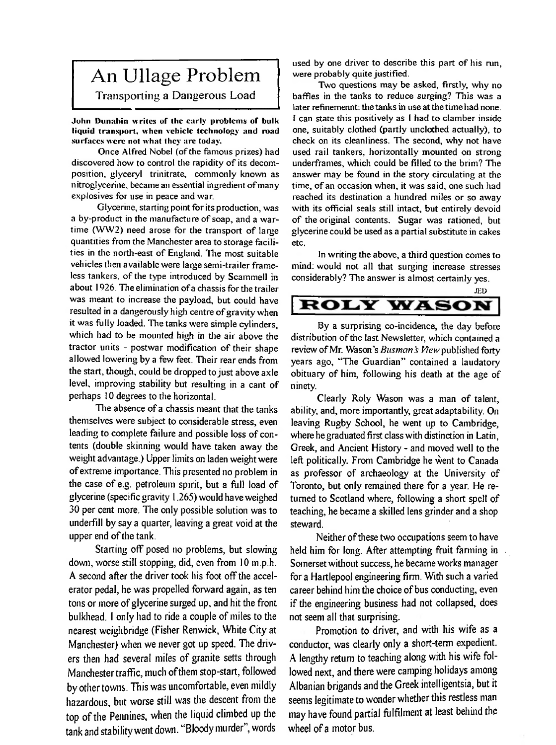# An Ullage Problem

## Transporting a Dangerous Load

**John Dunabin writes of the early problems of bulk liquid transport, when vehicle technology and road surfaces were not what they are today.**

Once Alfred Nobel (of the famous prizes) had discovered how to control the rapidity of its decomposition, glyceryl trinitrate, commonly known as nitroglycerine, became an essential ingredient of many explosives for use in peace and war.

Glycerine, starting point for its production, was a by-product in the manufacture of soap, and a war-time (WW2) need arose for the transport of large quantities from the Manchester area to storage facilities in the north-east of England. The most suitable vehicles then available were large semi-trailer frameless tankers, of the type introduced by Scammell in about 1926. The elimination of a chassis for the trailer was meant to increase the payload, but could have resulted in a dangerously high centre of gravity when it was fully loaded. The tanks were simple cylinders, which had to be mounted high in the air above the tractor units - postwar modification of their shape allowed lowering by a few feet. Their rear ends from the start, though, could be dropped to just above axle level, improving stability but resulting in a cant of perhaps 10 degrees to the horizontal.

The absence of a chassis meant that the tanks themselves were subject to considerable stress, even leading to complete failure and possible loss of contents (double skinning would have taken away the weight advantage.) Upper limits on laden weight were of extreme importance. This presented no problem in the case of e.g. petroleum spirit, but a full load of glycerine (specific gravity 1.265) would have weighed 30 per cent more. The only possible solution was to underfill by say a quarter, leaving a great void at the upper end of the tank.

Starting off posed no problems, but slowing down, worse still stopping, did, even from 10 m.p.h. A second after the driver took his foot off the accelerator pedal, he was propelled forward again, as ten tons or more of glycerine surged up, and hit the front bulkhead. I only had to ride a couple of miles to the nearest weighbridge (Fisher Renwick, White City at Manchester) when we never got up speed. The drivers then had several miles of granite setts through Manchester traffic, much of them stop-start, followed by other towns. This was uncomfortable, even mildly hazardous, but worse still was the descent from the top of the Pennines, when the liquid climbed up the tank and stability went down. "Bloody murder", words used by one driver to describe this part of his run, were probably quite justified.

Two questions may be asked, firstly, why no baffles in the tanks to reduce surging? This was a later refinemennt: the tanks in use at the time had none. I can state this positively as I had to clamber inside one, suitably clothed (partly unclothed actually), to check on its cleanliness. The second, why not have used rail tankers, horizontally mounted on strong underframes, which could be filled to the brim? The answer may be found in the story circulating at the time, of an occasion when, it was said, one such had reached its destination a hundred miles or so away with its official seals still intact, but entirely devoid of the original contents. Sugar was rationed, but glycerine could be used as a partial substitute in cakes etc.

In writing the above, a third question comes to mind: would not all that surging increase stresses considerably? The answer is almost certainly yes.

JED

# ROLY WASON

By a surprising co-incidence, the day before distribution of the last Newsletter, which contained a review of Mr. Wason's *Busman's View* published forty years ago, "The Guardian" contained a laudatory obituary of him, following his death at the age of ninety.

Clearly Roly Wason was a man of talent, ability, and, more importantly, great adaptability. On leaving Rugby School, he went up to Cambridge, where he graduated first class with distinction in Latin, Greek, and Ancient History - and moved well to the left politically. From Cambridge he went to Canada as professor of archaeology at the University of Toronto, but only remained there for a year. He returned to Scotland where, following a short spell of teaching, he became a skilled lens grinder and a shop steward.

Neither of these two occupations seem to have held him for long. After attempting fruit farming in Somerset without success, he became works manager for a Hartlepool engineering firm. With such a varied career behind him the choice of bus conducting, even if the engineering business had not collapsed, does not seem all that surprising.

Promotion to driver, and with his wife as a conductor, was clearly only a short-term expedient. A lengthy return to teaching along with his wife followed next, and there were camping holidays among Albanian brigands and the Greek intelligentsia, but it seems legitimate to wonder whether this restless man may have found partial fulfilment at least behind the wheel of a motor bus.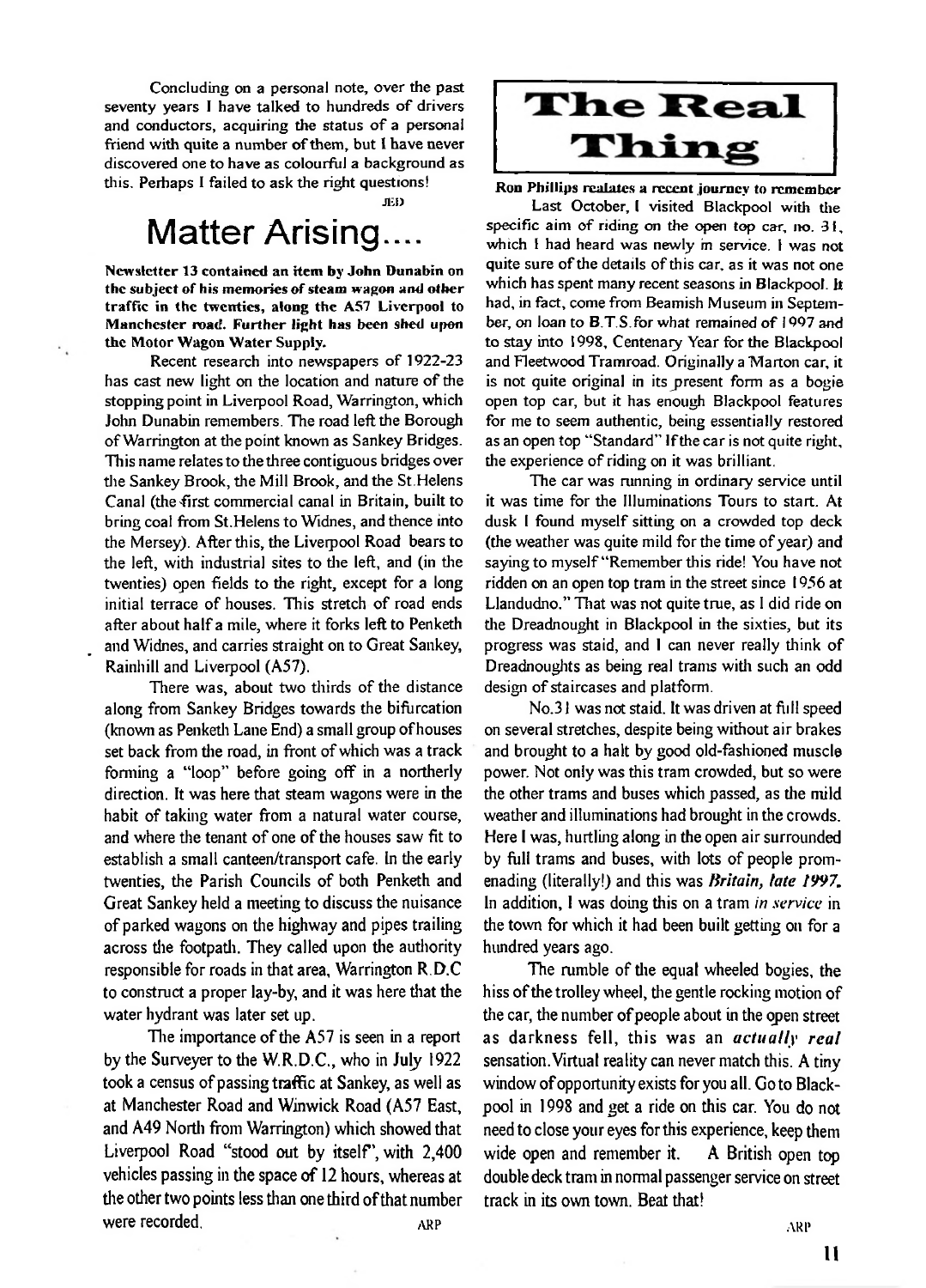Concluding on a personal note, over the past seventy years I have talked to hundreds of drivers and conductors, acquiring the status of a personal friend with quite a number of them, but I have never discovered one to have as colourful a background as this. Perhaps I failed to ask the right questions!

JED

# Matter Arising....

**Newsletter 13 contained an item by John Dunabin on the subject of his memories of steam wagon and other traffic in the twenties, along the A57 Liverpool to Manchester road. Further light has been shed upon the Motor Wagon Water Supply.**

Recent research into newspapers of 1922-23 has cast new light on the location and nature of the stopping point in Liverpool Road, Warrington, which John Dunabin remembers. The road left the Borough of Warrington at the point known as Sankey Bridges. This name relates to the three contiguous bridges over the Sankey Brook, the Mill Brook, and the St.Helens Canal (the first commercial canal in Britain, built to bring coal from St.Helens to Widnes, and thence into the Mersey). After this, the Liverpool Road bears to the left, with industrial sites to the left, and (in the twenties) open fields to the right, except for a long initial terrace of houses. This stretch of road ends after about half a mile, where it forks left to Penketh and Widnes, and carries straight on to Great Sankey, Rainhill and Liverpool (A57).

There was, about two thirds of the distance along from Sankey Bridges towards the bifurcation (known as Penketh Lane End) a small group of houses set back from the road, in front of which was a track forming a "loop" before going off in a northerly direction. It was here that steam wagons were in the habit of taking water from a natural water course, and where the tenant of one of the houses saw fit to establish a small canteen/transport cafe. In the early twenties, the Parish Councils of both Penketh and Great Sankey held a meeting to discuss the nuisance of parked wagons on the highway and pipes trailing across the footpath. They called upon the authority responsible for roads in that area, Warrington R.D.C to construct a proper lay-by, and it was here that the water hydrant was later set up.

The importance of the A57 is seen in a report by the Surveyer to the W.R.D.C., who in July 1922 took a census of passing traffic at Sankey, as well as at Manchester Road and Winwick Road (A57 East, and A49 North from Warrington) which showed that Liverpool Road "stood out by itself", with 2,400 vehicles passing in the space of 12 hours, whereas at the other two points less than one third of that number were recorded.

ARP

# The Real Thing

**Ron Phillips realates a recent journey to remember**

Last October, I visited Blackpool with the specific aim of riding on the open top car, no. 31, which I had heard was newly in service. I was not quite sure of the details of this car, as it was not one which has spent many recent seasons in Blackpool. It had, in fact, come from Beamish Museum in September, on loan to B.T.S. for what remained of 1997 and to stay into 1998, Centenary Year for the Blackpool and Fleetwood Tramroad. Originally a Marton car, it is not quite original in its present form as a bogie open top car, but it has enough Blackpool features for me to seem authentic, being essentially restored as an open top "Standard" If the car is not quite right, the experience of riding on it was brilliant.

The car was running in ordinary service until it was time for the Illuminations Tours to start. At dusk I found myself sitting on a crowded top deck (the weather was quite mild for the time of year) and saying to myself "Remember this ride! You have not ridden on an open top tram in the street since 1956 at Llandudno." That was not quite true, as I did ride on the Dreadnought in Blackpool in the sixties, but its progress was staid, and I can never really think of Dreadnoughts as being real trams with such an odd design of staircases and platform.

No.31 was not staid. It was driven at full speed on several stretches, despite being without air brakes and brought to a halt by good old-fashioned muscle power. Not only was this tram crowded, but so were the other trams and buses which passed, as the mild weather and illuminations had brought in the crowds. Here I was, hurtling along in the open air surrounded by full trams and buses, with lots of people promenading (literally!) and this was *Britain, late 1997.* In addition, I was doing this on a tram *in service* in the town for which it had been built getting on for a hundred years ago.

The rumble of the equal wheeled bogies, the hiss of the trolley wheel, the gentle rocking motion of the car, the number of people about in the open street as darkness fell, this was an ***actually real*** sensation. Virtual reality can never match this. A tiny window of opportunity exists for you all. Go to Blackpool in 1998 and get a ride on this car. You do not need to close your eyes for this experience, keep them wide open and remember it. A British open top double deck tram in normal passenger service on street track in its own town. Beat that!

ARP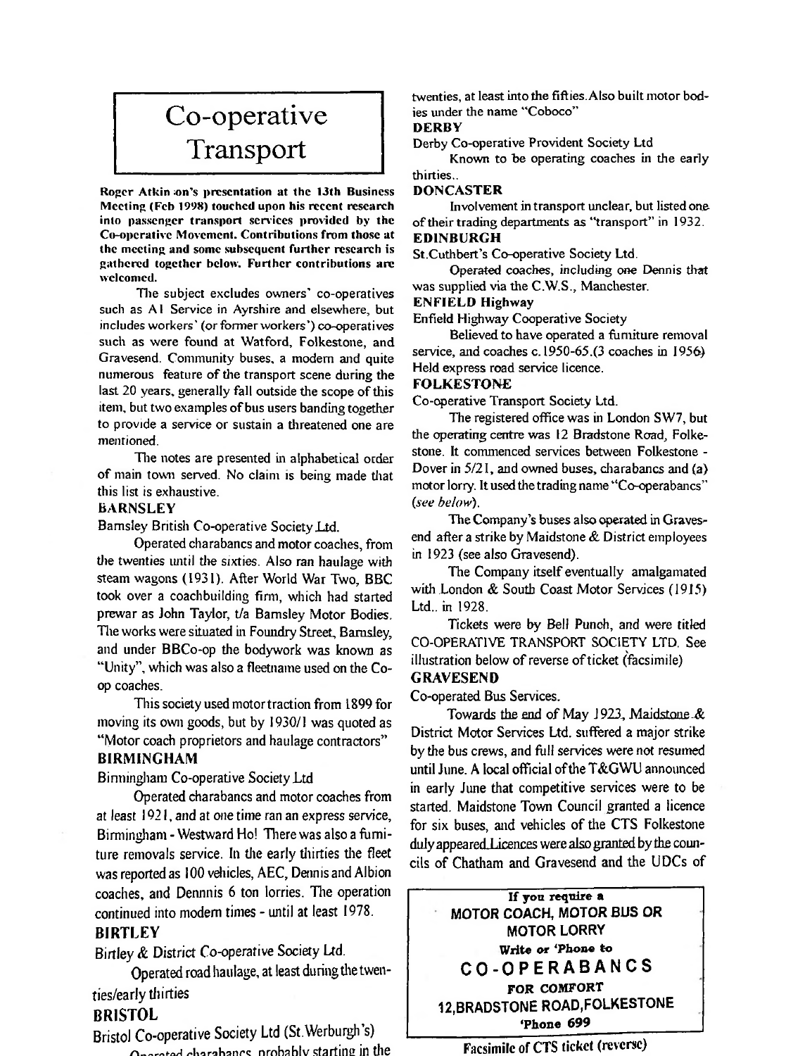# Co-operative Transport

**Roger Atkinson's presentation at the 13th Business Meeting (Feb 1998) touched upon his recent research into passenger transport services provided by the Co-operative Movement. Contributions from those at the meeting and some subsequent further research is gathered together below. Further contributions are welcomed.**

The subject excludes owners' co-operatives such as A1 Service in Ayrshire and elsewhere, but includes workers' (or former workers') co-operatives such as were found at Watford, Folkestone, and Gravesend. Community buses, a modern and quite numerous feature of the transport scene during the last 20 years, generally fall outside the scope of this item, but two examples of bus users banding together to provide a service or sustain a threatened one are mentioned.

The notes are presented in alphabetical order of main town served. No claim is being made that this list is exhaustive.

### BARNSLEY

Barnsley British Co-operative Society Ltd.

Operated charabancs and motor coaches, from the twenties until the sixties. Also ran haulage with steam wagons (1931). After World War Two, BBC took over a coachbuilding firm, which had started prewar as John Taylor, t/a Barnsley Motor Bodies. The works were situated in Foundry Street, Barnsley, and under BBCo-op the bodywork was known as "Unity", which was also a fleetname used on the Co-op coaches.

This society used motor traction from 1899 for moving its own goods, but by 1930/1 was quoted as "Motor coach proprietors and haulage contractors"

### BIRMINGHAM

Birmingham Co-operative Society Ltd

Operated charabancs and motor coaches from at least 1921, and at one time ran an express service, Birmingham - Westward Ho! There was also a furniture removals service. In the early thirties the fleet was reported as 100 vehicles, AEC, Dennis and Albion coaches, and Dennnis 6 ton lorries. The operation continued into modern times - until at least 1978.

### BIRTLEY

Birtley & District Co-operative Society Ltd.

Operated road haulage, at least during the twenties/early thirties

### BRISTOL

Bristol Co-operative Society Ltd (St.Werburgh's)

Operated charabancs, probably starting in the twenties, at least into the fifties. Also built motor bodies under the name "Coboco"

### DERBY

Derby Co-operative Provident Society Ltd

Known to be operating coaches in the early thirties..

### DONCASTER

Involvement in transport unclear, but listed one of their trading departments as "transport" in 1932.

### EDINBURGH

St.Cuthbert's Co-operative Society Ltd.

Operated coaches, including one Dennis that was supplied via the C.W.S., Manchester.

### ENFIELD Highway

Enfield Highway Cooperative Society

Believed to have operated a furniture removal service, and coaches c.1950-65.(3 coaches in 1956) Held express road service licence.

### FOLKESTONE

Co-operative Transport Society Ltd.

The registered office was in London SW7, but the operating centre was 12 Bradstone Road, Folkestone. It commenced services between Folkestone - Dover in 5/21, and owned buses, charabancs and (a) motor lorry. It used the trading name "Co-operabancs" (*see below*).

The Company's buses also operated in Gravesend after a strike by Maidstone & District employees in 1923 (see also Gravesend).

The Company itself eventually amalgamated with London & South Coast Motor Services (1915) Ltd.. in 1928.

Tickets were by Bell Punch, and were titled CO-OPERATIVE TRANSPORT SOCIETY LTD. See illustration below of reverse of ticket (facsimile)

### GRAVESEND

Co-operated Bus Services.

Towards the end of May 1923, Maidstone & District Motor Services Ltd. suffered a major strike by the bus crews, and full services were not resumed until June. A local official of the T&GWU announced in early June that competitive services were to be started. Maidstone Town Council granted a licence for six buses, and vehicles of the CTS Folkestone duly appeared. Licences were also granted by the councils of Chatham and Gravesend and the UDCs of

> **If you require a**
> **MOTOR COACH, MOTOR BUS OR MOTOR LORRY**
> **Write or 'Phone to**
> **CO-OPERABANCS**
> **FOR COMFORT**
> **12,BRADSTONE ROAD,FOLKESTONE**
> **'Phone 699**

Facsimile of CTS ticket (reverse)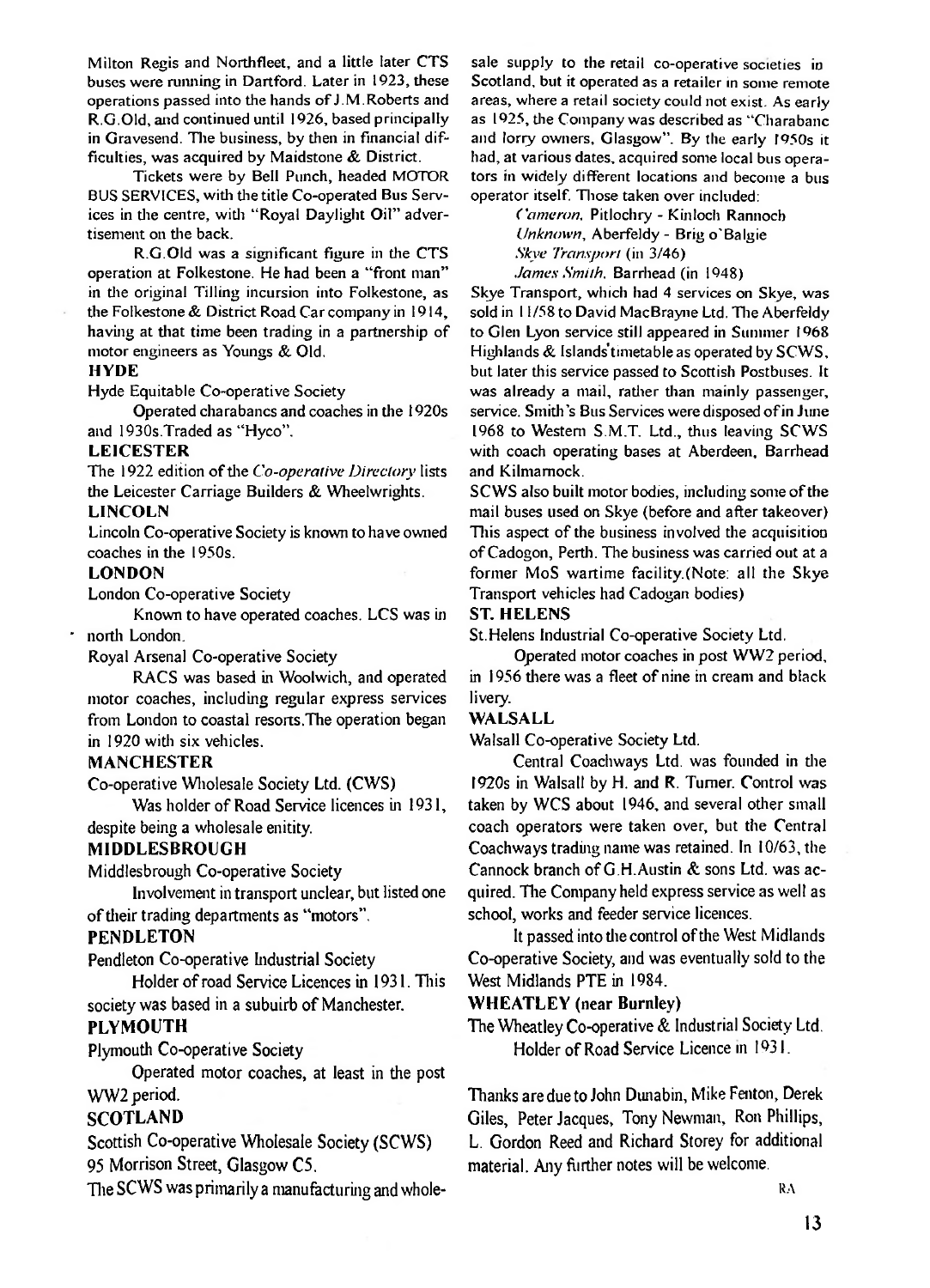Milton Regis and Northfleet, and a little later CTS buses were running in Dartford. Later in 1923, these operations passed into the hands of J.M.Roberts and R.G.Old, and continued until 1926, based principally in Gravesend. The business, by then in financial difficulties, was acquired by Maidstone & District.

Tickets were by Bell Punch, headed MOTOR BUS SERVICES, with the title Co-operated Bus Services in the centre, with "Royal Daylight Oil" advertisement on the back.

R.G.Old was a significant figure in the CTS operation at Folkestone. He had been a "front man" in the original Tilling incursion into Folkestone, as the Folkestone & District Road Car company in 1914, having at that time been trading in a partnership of motor engineers as Youngs & Old.

**HYDE**

Hyde Equitable Co-operative Society

Operated charabancs and coaches in the 1920s and 1930s.Traded as "Hyco".

**LEICESTER**

The 1922 edition of the *Co-operative Directory* lists the Leicester Carriage Builders & Wheelwrights.

**LINCOLN**

Lincoln Co-operative Society is known to have owned coaches in the 1950s.

**LONDON**

London Co-operative Society

Known to have operated coaches. LCS was in north London.

Royal Arsenal Co-operative Society

RACS was based in Woolwich, and operated motor coaches, including regular express services from London to coastal resorts.The operation began in 1920 with six vehicles.

**MANCHESTER**

Co-operative Wholesale Society Ltd. (CWS)

Was holder of Road Service licences in 1931, despite being a wholesale enitity.

**MIDDLESBROUGH**

Middlesbrough Co-operative Society

Involvement in transport unclear, but listed one of their trading departments as "motors".

**PENDLETON**

Pendleton Co-operative Industrial Society

Holder of road Service Licences in 1931. This society was based in a subuirb of Manchester.

**PLYMOUTH**

Plymouth Co-operative Society

Operated motor coaches, at least in the post WW2 period.

**SCOTLAND**

Scottish Co-operative Wholesale Society (SCWS)
95 Morrison Street, Glasgow C5.

The SCWS was primarily a manufacturing and wholesale supply to the retail co-operative societies in Scotland, but it operated as a retailer in some remote areas, where a retail society could not exist. As early as 1925, the Company was described as "Charabanc and lorry owners, Glasgow". By the early 1950s it had, at various dates, acquired some local bus operators in widely different locations and become a bus operator itself. Those taken over included:

*Cameron*, Pitlochry - Kinloch Rannoch
*Unknown*, Aberfeldy - Brig o'Balgie
*Skye Transport* (in 3/46)
*James Smith*, Barrhead (in 1948)

Skye Transport, which had 4 services on Skye, was sold in 11/58 to David MacBrayne Ltd. The Aberfeldy to Glen Lyon service still appeared in Summer 1968 Highlands & Islands timetable as operated by SCWS, but later this service passed to Scottish Postbuses. It was already a mail, rather than mainly passenger, service. Smith's Bus Services were disposed of in June 1968 to Western S.M.T. Ltd., thus leaving SCWS with coach operating bases at Aberdeen, Barrhead and Kilmarnock.

SCWS also built motor bodies, including some of the mail buses used on Skye (before and after takeover) This aspect of the business involved the acquisition of Cadogon, Perth. The business was carried out at a former MoS wartime facility.(Note: all the Skye Transport vehicles had Cadogan bodies)

**ST. HELENS**

St.Helens Industrial Co-operative Society Ltd.

Operated motor coaches in post WW2 period, in 1956 there was a fleet of nine in cream and black livery.

**WALSALL**

Walsall Co-operative Society Ltd.

Central Coachways Ltd. was founded in the 1920s in Walsall by H. and R. Turner. Control was taken by WCS about 1946, and several other small coach operators were taken over, but the Central Coachways trading name was retained. In 10/63, the Cannock branch of G.H.Austin & sons Ltd. was acquired. The Company held express service as well as school, works and feeder service licences.

It passed into the control of the West Midlands Co-operative Society, and was eventually sold to the West Midlands PTE in 1984.

**WHEATLEY (near Burnley)**

The Wheatley Co-operative & Industrial Society Ltd.

Holder of Road Service Licence in 1931.

Thanks are due to John Dunabin, Mike Fenton, Derek Giles, Peter Jacques, Tony Newman, Ron Phillips, L. Gordon Reed and Richard Storey for additional material. Any further notes will be welcome.

RA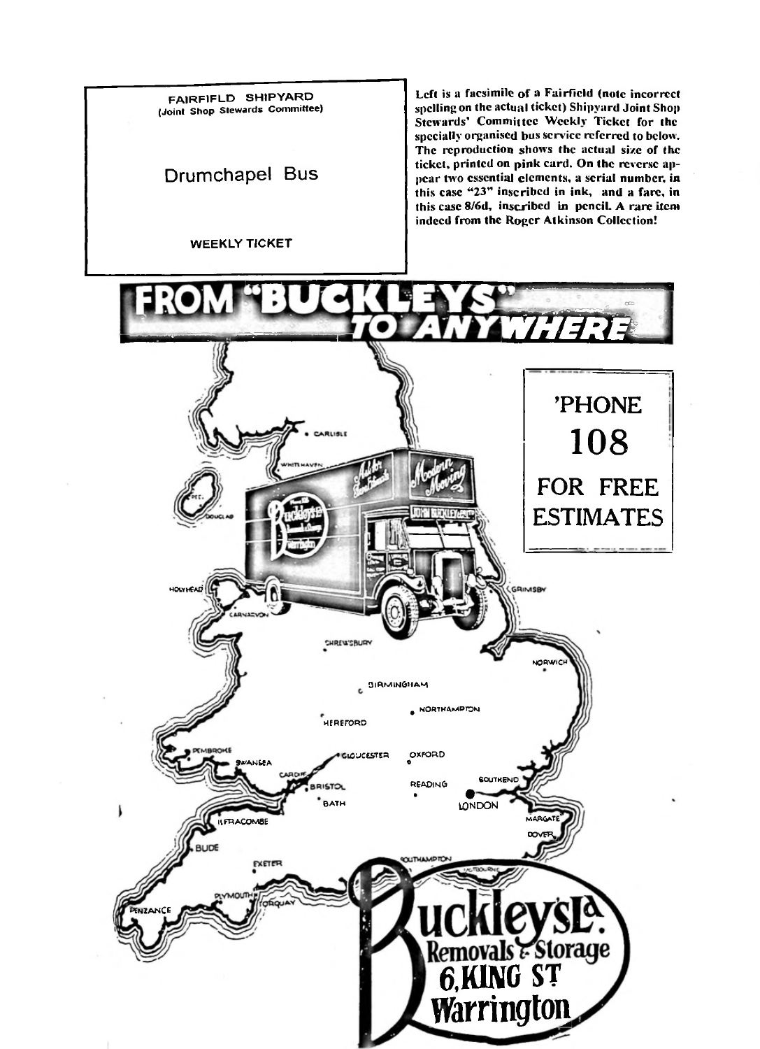FAIRFIFLD SHIPYARD
(Joint Shop Stewards Committee)

Drumchapel Bus

WEEKLY TICKET

Left is a facsimile of a Fairfield (note incorrect spelling on the actual ticket) Shipyard Joint Shop Stewards' Committee Weekly Ticket for the specially organised bus service referred to below. The reproduction shows the actual size of the ticket, printed on pink card. On the reverse appear two essential elements, a serial number, in this case "23" inscribed in ink, and a fare, in this case 8/6d, inscribed in pencil. A rare item indeed from the Roger Atkinson Collection!

FROM "BUCKLEYS" TO ANYWHERE

'PHONE 108 FOR FREE ESTIMATES

Buckleys Ld.
Removals & Storage
6, KING ST.
Warrington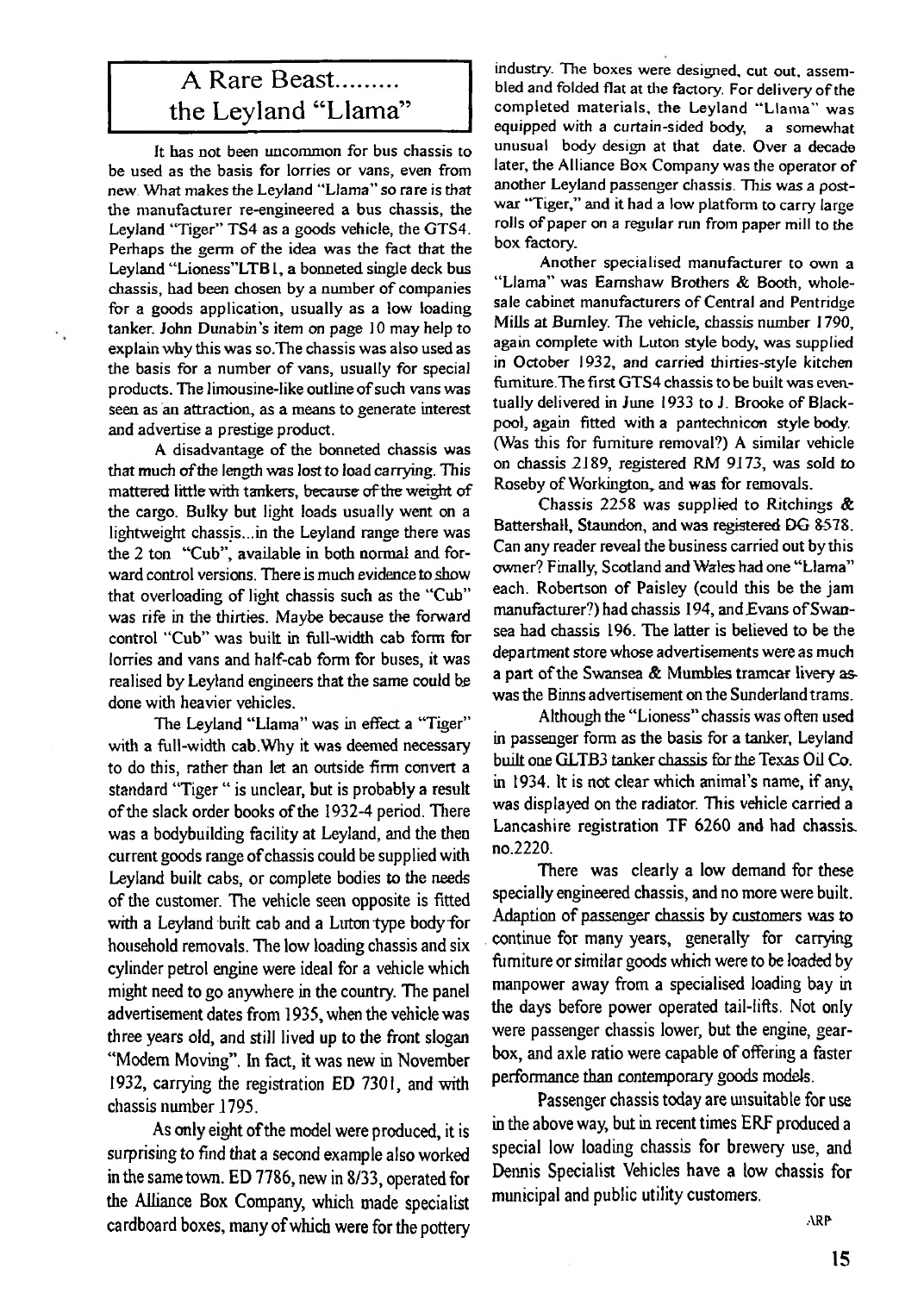# A Rare Beast......... the Leyland "Llama"

It has not been uncommon for bus chassis to be used as the basis for lorries or vans, even from new. What makes the Leyland "Llama" so rare is that the manufacturer re-engineered a bus chassis, the Leyland "Tiger" TS4 as a goods vehicle, the GTS4. Perhaps the germ of the idea was the fact that the Leyland "Lioness"LTB1, a bonneted single deck bus chassis, had been chosen by a number of companies for a goods application, usually as a low loading tanker. John Dunabin's item on page 10 may help to explain why this was so.The chassis was also used as the basis for a number of vans, usually for special products. The limousine-like outline of such vans was seen as an attraction, as a means to generate interest and advertise a prestige product.

A disadvantage of the bonneted chassis was that much of the length was lost to load carrying. This mattered little with tankers, because of the weight of the cargo. Bulky but light loads usually went on a lightweight chassis...in the Leyland range there was the 2 ton "Cub", available in both normal and forward control versions. There is much evidence to show that overloading of light chassis such as the "Cub" was rife in the thirties. Maybe because the forward control "Cub" was built in full-width cab form for lorries and vans and half-cab form for buses, it was realised by Leyland engineers that the same could be done with heavier vehicles.

The Leyland "Llama" was in effect a "Tiger" with a full-width cab.Why it was deemed necessary to do this, rather than let an outside firm convert a standard "Tiger " is unclear, but is probably a result of the slack order books of the 1932-4 period. There was a bodybuilding facility at Leyland, and the then current goods range of chassis could be supplied with Leyland built cabs, or complete bodies to the needs of the customer. The vehicle seen opposite is fitted with a Leyland built cab and a Luton type body for household removals. The low loading chassis and six cylinder petrol engine were ideal for a vehicle which might need to go anywhere in the country. The panel advertisement dates from 1935, when the vehicle was three years old, and still lived up to the front slogan "Modem Moving". In fact, it was new in November 1932, carrying the registration ED 7301, and with chassis number 1795.

As only eight of the model were produced, it is surprising to find that a second example also worked in the same town. ED 7786, new in 8/33, operated for the Alliance Box Company, which made specialist cardboard boxes, many of which were for the pottery industry. The boxes were designed, cut out, assembled and folded flat at the factory. For delivery of the completed materials, the Leyland "Llama" was equipped with a curtain-sided body, a somewhat unusual body design at that date. Over a decade later, the Alliance Box Company was the operator of another Leyland passenger chassis. This was a postwar "Tiger," and it had a low platform to carry large rolls of paper on a regular run from paper mill to the box factory.

Another specialised manufacturer to own a "Llama" was Earnshaw Brothers & Booth, wholesale cabinet manufacturers of Central and Pentridge Mills at Burnley. The vehicle, chassis number 1790, again complete with Luton style body, was supplied in October 1932, and carried thirties-style kitchen furniture. The first GTS4 chassis to be built was eventually delivered in June 1933 to J. Brooke of Blackpool, again fitted with a pantechnicon style body. (Was this for furniture removal?) A similar vehicle on chassis 2189, registered RM 9173, was sold to Roseby of Workington, and was for removals.

Chassis 2258 was supplied to Ritchings & Battershall, Staundon, and was registered DG 8578. Can any reader reveal the business carried out by this owner? Finally, Scotland and Wales had one "Llama" each. Robertson of Paisley (could this be the jam manufacturer?) had chassis 194, and Evans of Swansea had chassis 196. The latter is believed to be the department store whose advertisements were as much a part of the Swansea & Mumbles tramcar livery as was the Binns advertisement on the Sunderland trams.

Although the "Lioness" chassis was often used in passenger form as the basis for a tanker, Leyland built one GLTB3 tanker chassis for the Texas Oil Co. in 1934. It is not clear which animal's name, if any, was displayed on the radiator. This vehicle carried a Lancashire registration TF 6260 and had chassis no.2220.

There was clearly a low demand for these specially engineered chassis, and no more were built. Adaption of passenger chassis by customers was to continue for many years, generally for carrying furniture or similar goods which were to be loaded by manpower away from a specialised loading bay in the days before power operated tail-lifts. Not only were passenger chassis lower, but the engine, gearbox, and axle ratio were capable of offering a faster performance than contemporary goods models.

Passenger chassis today are unsuitable for use in the above way, but in recent times ERF produced a special low loading chassis for brewery use, and Dennis Specialist Vehicles have a low chassis for municipal and public utility customers.

ARP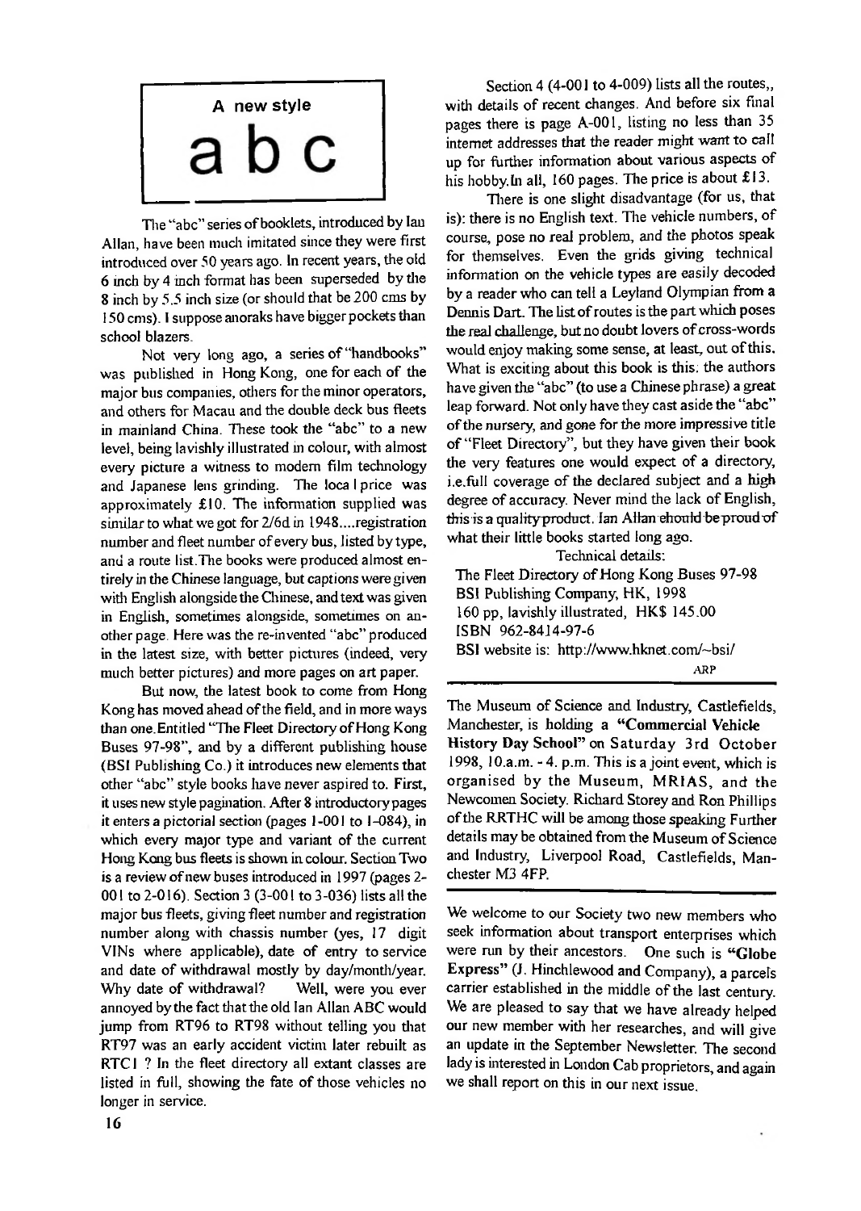## A new style

# abc

The "abc" series of booklets, introduced by Ian Allan, have been much imitated since they were first introduced over 50 years ago. In recent years, the old 6 inch by 4 inch format has been superseded by the 8 inch by 5.5 inch size (or should that be 200 cms by 150 cms). I suppose anoraks have bigger pockets than school blazers.

Not very long ago, a series of "handbooks" was published in Hong Kong, one for each of the major bus companies, others for the minor operators, and others for Macau and the double deck bus fleets in mainland China. These took the "abc" to a new level, being lavishly illustrated in colour, with almost every picture a witness to modern film technology and Japanese lens grinding. The loca l price was approximately £10. The information supplied was similar to what we got for 2/6d in 1948....registration number and fleet number of every bus, listed by type, and a route list.The books were produced almost entirely in the Chinese language, but captions were given with English alongside the Chinese, and text was given in English, sometimes alongside, sometimes on another page. Here was the re-invented "abc" produced in the latest size, with better pictures (indeed, very much better pictures) and more pages on art paper.

But now, the latest book to come from Hong Kong has moved ahead of the field, and in more ways than one.Entitled "The Fleet Directory of Hong Kong Buses 97-98", and by a different publishing house (BSI Publishing Co.) it introduces new elements that other "abc" style books have never aspired to. First, it uses new style pagination. After 8 introductory pages it enters a pictorial section (pages 1-001 to 1-084), in which every major type and variant of the current Hong Kong bus fleets is shown in colour. Section Two is a review of new buses introduced in 1997 (pages 2-001 to 2-016). Section 3 (3-001 to 3-036) lists all the major bus fleets, giving fleet number and registration number along with chassis number (yes, 17 digit VINs where applicable), date of entry to service and date of withdrawal mostly by day/month/year. Why date of withdrawal? Well, were you ever annoyed by the fact that the old Ian Allan ABC would jump from RT96 to RT98 without telling you that RT97 was an early accident victim later rebuilt as RTC1 ? In the fleet directory all extant classes are listed in full, showing the fate of those vehicles no longer in service.

Section 4 (4-001 to 4-009) lists all the routes,, with details of recent changes. And before six final pages there is page A-001, listing no less than 35 internet addresses that the reader might want to call up for further information about various aspects of his hobby.In all, 160 pages. The price is about £13.

There is one slight disadvantage (for us, that is): there is no English text. The vehicle numbers, of course, pose no real problem, and the photos speak for themselves. Even the grids giving technical information on the vehicle types are easily decoded by a reader who can tell a Leyland Olympian from a Dennis Dart. The list of routes is the part which poses the real challenge, but no doubt lovers of cross-words would enjoy making some sense, at least, out of this. What is exciting about this book is this: the authors have given the "abc" (to use a Chinese phrase) a great leap forward. Not only have they cast aside the "abc" of the nursery, and gone for the more impressive title of "Fleet Directory", but they have given their book the very features one would expect of a directory, i.e.full coverage of the declared subject and a high degree of accuracy. Never mind the lack of English, this is a quality product. Ian Allan should be proud of what their little books started long ago.

Technical details:
The Fleet Directory of Hong Kong Buses 97-98
BSI Publishing Company, HK, 1998
160 pp, lavishly illustrated, HK$ 145.00
ISBN 962-8414-97-6
BSI website is: http://www.hknet.com/~bsi/

ARP

---

The Museum of Science and Industry, Castlefields, Manchester, is holding a **"Commercial Vehicle History Day School"** on Saturday 3rd October 1998, 10.a.m. - 4. p.m. This is a joint event, which is organised by the Museum, MRIAS, and the Newcomen Society. Richard Storey and Ron Phillips of the RRTHC will be among those speaking Further details may be obtained from the Museum of Science and Industry, Liverpool Road, Castlefields, Manchester M3 4FP.

---

We welcome to our Society two new members who seek information about transport enterprises which were run by their ancestors. One such is **"Globe Express"** (J. Hinchlewood and Company), a parcels carrier established in the middle of the last century. We are pleased to say that we have already helped our new member with her researches, and will give an update in the September Newsletter. The second lady is interested in London Cab proprietors, and again we shall report on this in our next issue.